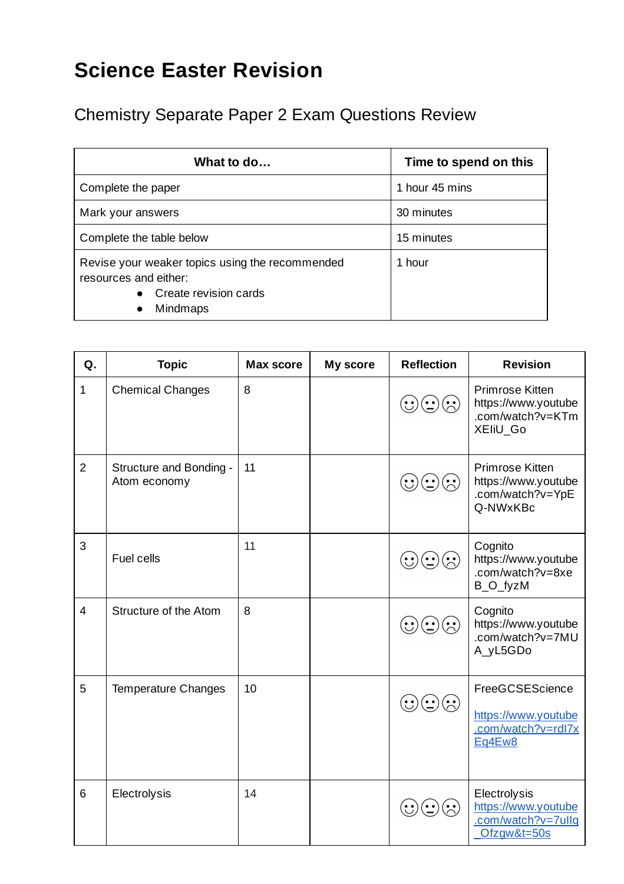# Science Easter Revision

## Chemistry Separate Paper 2 Exam Questions Review

| What to do… | Time to spend on this |
|---|---|
| Complete the paper | 1 hour 45 mins |
| Mark your answers | 30 minutes |
| Complete the table below | 15 minutes |
| Revise your weaker topics using the recommended resources and either:<br>• Create revision cards<br>• Mindmaps | 1 hour |

| Q. | Topic | Max score | My score | Reflection | Revision |
|---|---|---|---|---|---|
| 1 | Chemical Changes | 8 | | ☺ 😐 ☹ | Primrose Kitten https://www.youtube.com/watch?v=KTmXEIiU_Go |
| 2 | Structure and Bonding - Atom economy | 11 | | ☺ 😐 ☹ | Primrose Kitten https://www.youtube.com/watch?v=YpEQ-NWxKBc |
| 3 | Fuel cells | 11 | | ☺ 😐 ☹ | Cognito https://www.youtube.com/watch?v=8xeB_O_fyzM |
| 4 | Structure of the Atom | 8 | | ☺ 😐 ☹ | Cognito https://www.youtube.com/watch?v=7MUA_yL5GDo |
| 5 | Temperature Changes | 10 | | ☺ 😐 ☹ | FreeGCSEScience<br>https://www.youtube.com/watch?v=rdl7xEq4Ew8 |
| 6 | Electrolysis | 14 | | ☺ 😐 ☹ | Electrolysis https://www.youtube.com/watch?v=7uIlq_Ofzgw&t=50s |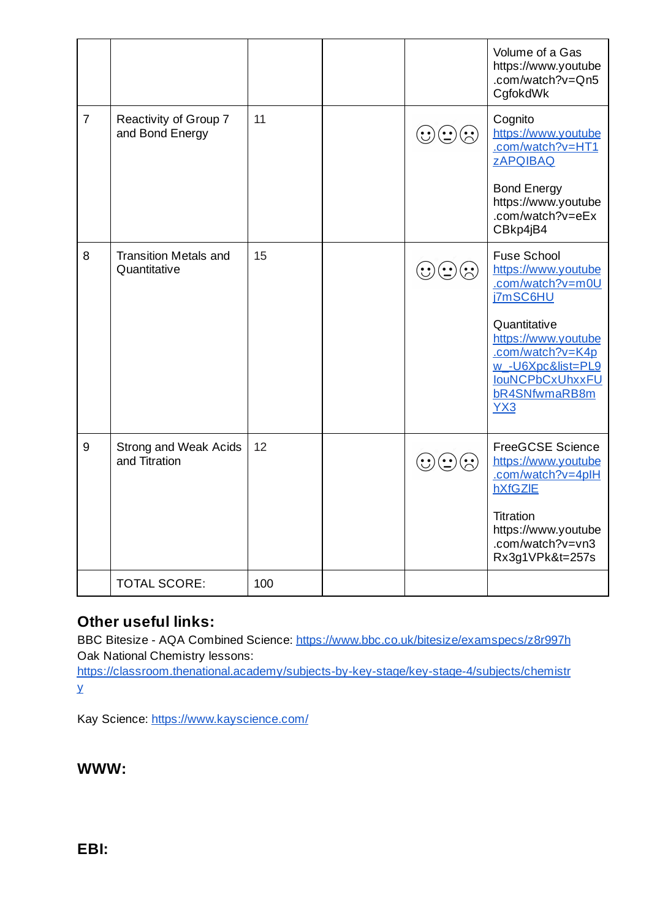| | | | | | |
|---|---|---|---|---|---|
| | | | | | Volume of a Gas https://www.youtube.com/watch?v=Qn5CgfokdWk |
| 7 | Reactivity of Group 7 and Bond Energy | 11 | | ☺😐☹ | Cognito https://www.youtube.com/watch?v=HT1zAPQIBAQ<br><br>Bond Energy https://www.youtube.com/watch?v=eExCBkp4jB4 |
| 8 | Transition Metals and Quantitative | 15 | | ☺😐☹ | Fuse School https://www.youtube.com/watch?v=m0Uj7mSC6HU<br><br>Quantitative https://www.youtube.com/watch?v=K4pw_-U6Xpc&list=PL9IouNCPbCxUhxxFUbR4SNfwmaRB8mYX3 |
| 9 | Strong and Weak Acids and Titration | 12 | | ☺😐☹ | FreeGCSE Science https://www.youtube.com/watch?v=4pIHhXfGZlE<br><br>Titration https://www.youtube.com/watch?v=vn3Rx3g1VPk&t=257s |
| | TOTAL SCORE: | 100 | | | |

**Other useful links:**

BBC Bitesize - AQA Combined Science: https://www.bbc.co.uk/bitesize/examspecs/z8r997h
Oak National Chemistry lessons:
https://classroom.thenational.academy/subjects-by-key-stage/key-stage-4/subjects/chemistry

Kay Science: https://www.kayscience.com/

**WWW:**

**EBI:**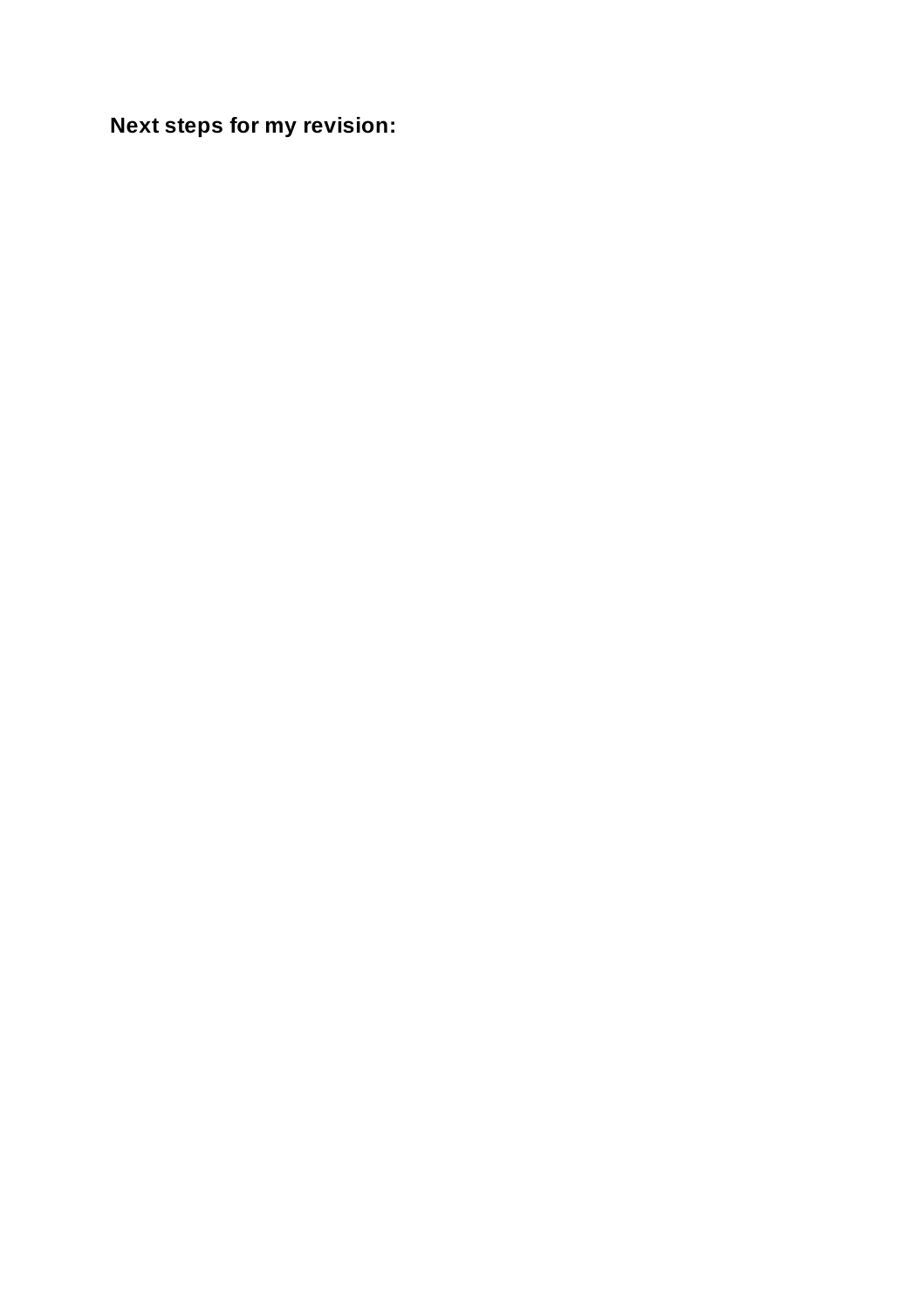**Next steps for my revision:**